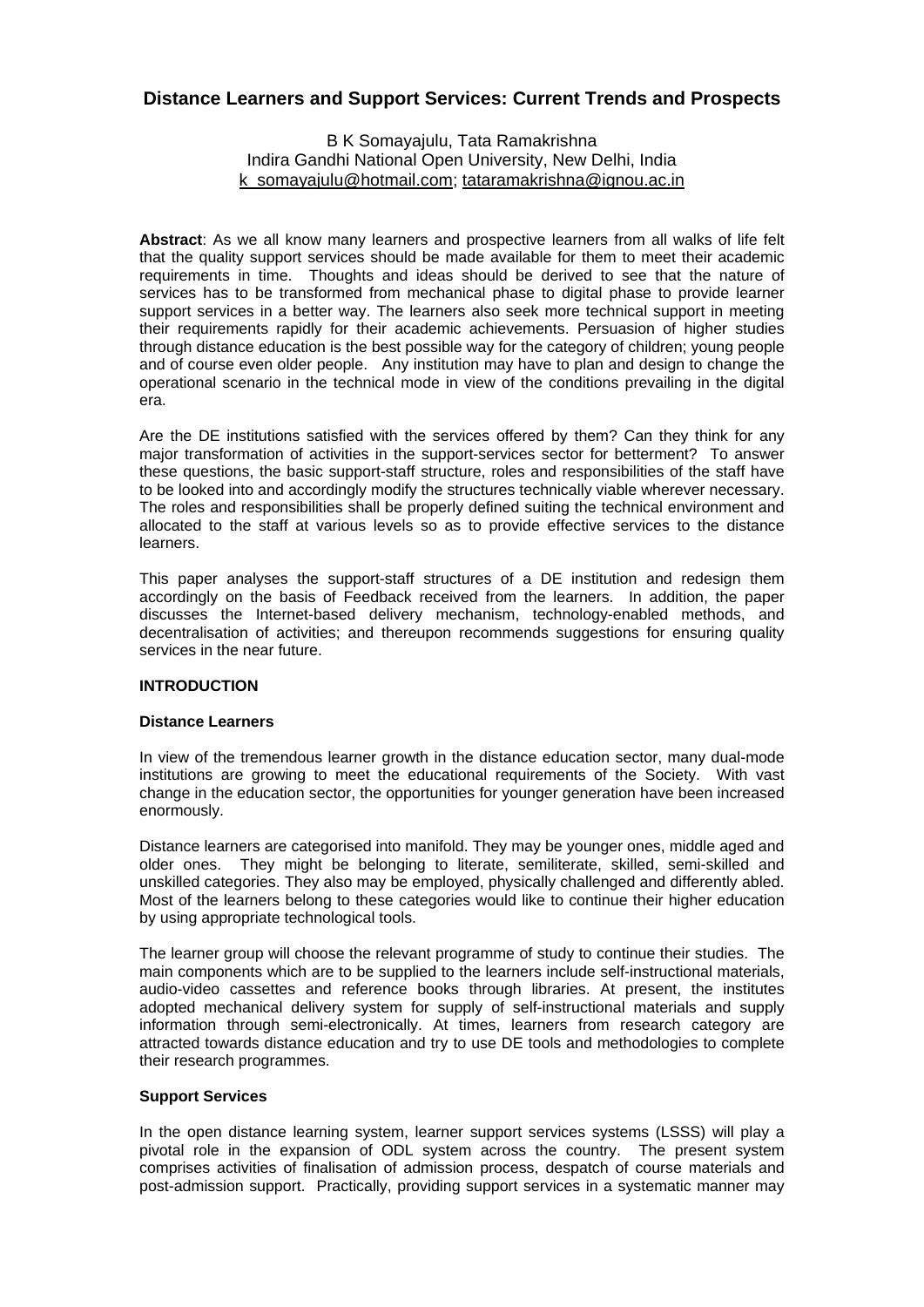# Distance Learners and Support Services: Current Trends and Prospects

B K Somayajulu, Tata Ramakrishna
Indira Gandhi National Open University, New Delhi, India
k_somayajulu@hotmail.com; tataramakrishna@ignou.ac.in

**Abstract**: As we all know many learners and prospective learners from all walks of life felt that the quality support services should be made available for them to meet their academic requirements in time. Thoughts and ideas should be derived to see that the nature of services has to be transformed from mechanical phase to digital phase to provide learner support services in a better way. The learners also seek more technical support in meeting their requirements rapidly for their academic achievements. Persuasion of higher studies through distance education is the best possible way for the category of children; young people and of course even older people. Any institution may have to plan and design to change the operational scenario in the technical mode in view of the conditions prevailing in the digital era.

Are the DE institutions satisfied with the services offered by them? Can they think for any major transformation of activities in the support-services sector for betterment? To answer these questions, the basic support-staff structure, roles and responsibilities of the staff have to be looked into and accordingly modify the structures technically viable wherever necessary. The roles and responsibilities shall be properly defined suiting the technical environment and allocated to the staff at various levels so as to provide effective services to the distance learners.

This paper analyses the support-staff structures of a DE institution and redesign them accordingly on the basis of Feedback received from the learners. In addition, the paper discusses the Internet-based delivery mechanism, technology-enabled methods, and decentralisation of activities; and thereupon recommends suggestions for ensuring quality services in the near future.

## INTRODUCTION

### Distance Learners

In view of the tremendous learner growth in the distance education sector, many dual-mode institutions are growing to meet the educational requirements of the Society. With vast change in the education sector, the opportunities for younger generation have been increased enormously.

Distance learners are categorised into manifold. They may be younger ones, middle aged and older ones. They might be belonging to literate, semiliterate, skilled, semi-skilled and unskilled categories. They also may be employed, physically challenged and differently abled. Most of the learners belong to these categories would like to continue their higher education by using appropriate technological tools.

The learner group will choose the relevant programme of study to continue their studies. The main components which are to be supplied to the learners include self-instructional materials, audio-video cassettes and reference books through libraries. At present, the institutes adopted mechanical delivery system for supply of self-instructional materials and supply information through semi-electronically. At times, learners from research category are attracted towards distance education and try to use DE tools and methodologies to complete their research programmes.

### Support Services

In the open distance learning system, learner support services systems (LSSS) will play a pivotal role in the expansion of ODL system across the country. The present system comprises activities of finalisation of admission process, despatch of course materials and post-admission support. Practically, providing support services in a systematic manner may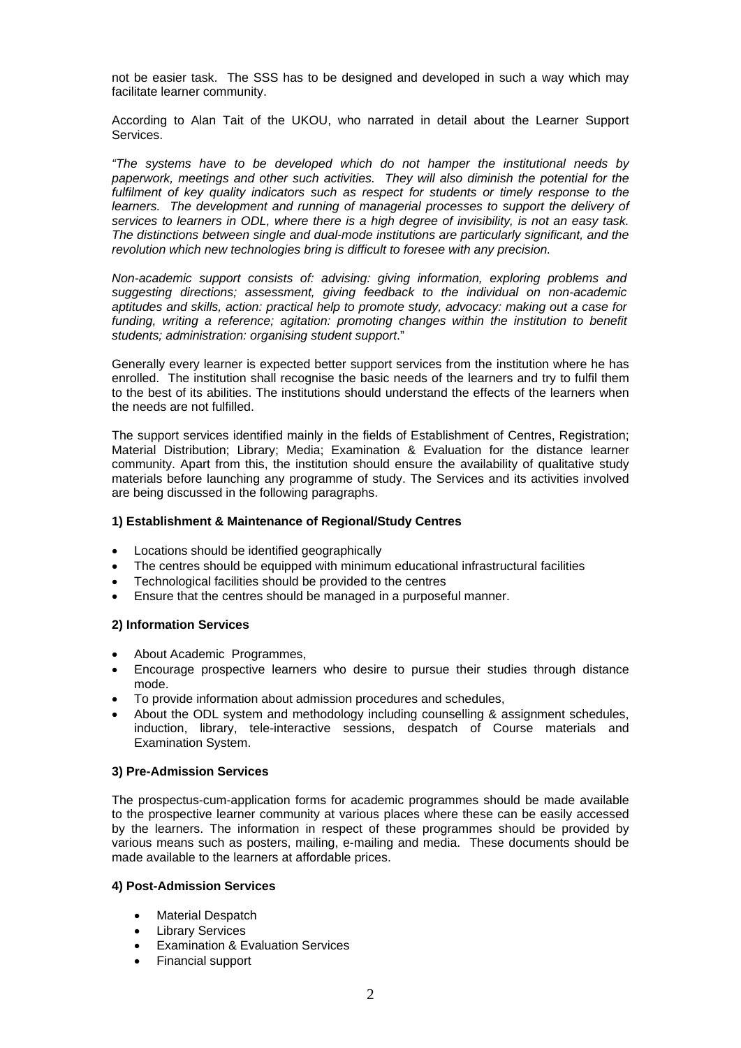not be easier task. The SSS has to be designed and developed in such a way which may facilitate learner community.

According to Alan Tait of the UKOU, who narrated in detail about the Learner Support Services.

*"The systems have to be developed which do not hamper the institutional needs by paperwork, meetings and other such activities. They will also diminish the potential for the fulfilment of key quality indicators such as respect for students or timely response to the learners. The development and running of managerial processes to support the delivery of services to learners in ODL, where there is a high degree of invisibility, is not an easy task. The distinctions between single and dual-mode institutions are particularly significant, and the revolution which new technologies bring is difficult to foresee with any precision.*

*Non-academic support consists of: advising: giving information, exploring problems and suggesting directions; assessment, giving feedback to the individual on non-academic aptitudes and skills, action: practical help to promote study, advocacy: making out a case for funding, writing a reference; agitation: promoting changes within the institution to benefit students; administration: organising student support.*"

Generally every learner is expected better support services from the institution where he has enrolled. The institution shall recognise the basic needs of the learners and try to fulfil them to the best of its abilities. The institutions should understand the effects of the learners when the needs are not fulfilled.

The support services identified mainly in the fields of Establishment of Centres, Registration; Material Distribution; Library; Media; Examination & Evaluation for the distance learner community. Apart from this, the institution should ensure the availability of qualitative study materials before launching any programme of study. The Services and its activities involved are being discussed in the following paragraphs.

**1) Establishment & Maintenance of Regional/Study Centres**

- Locations should be identified geographically
- The centres should be equipped with minimum educational infrastructural facilities
- Technological facilities should be provided to the centres
- Ensure that the centres should be managed in a purposeful manner.

**2) Information Services**

- About Academic Programmes,
- Encourage prospective learners who desire to pursue their studies through distance mode.
- To provide information about admission procedures and schedules,
- About the ODL system and methodology including counselling & assignment schedules, induction, library, tele-interactive sessions, despatch of Course materials and Examination System.

**3) Pre-Admission Services**

The prospectus-cum-application forms for academic programmes should be made available to the prospective learner community at various places where these can be easily accessed by the learners. The information in respect of these programmes should be provided by various means such as posters, mailing, e-mailing and media. These documents should be made available to the learners at affordable prices.

**4) Post-Admission Services**

- Material Despatch
- Library Services
- Examination & Evaluation Services
- Financial support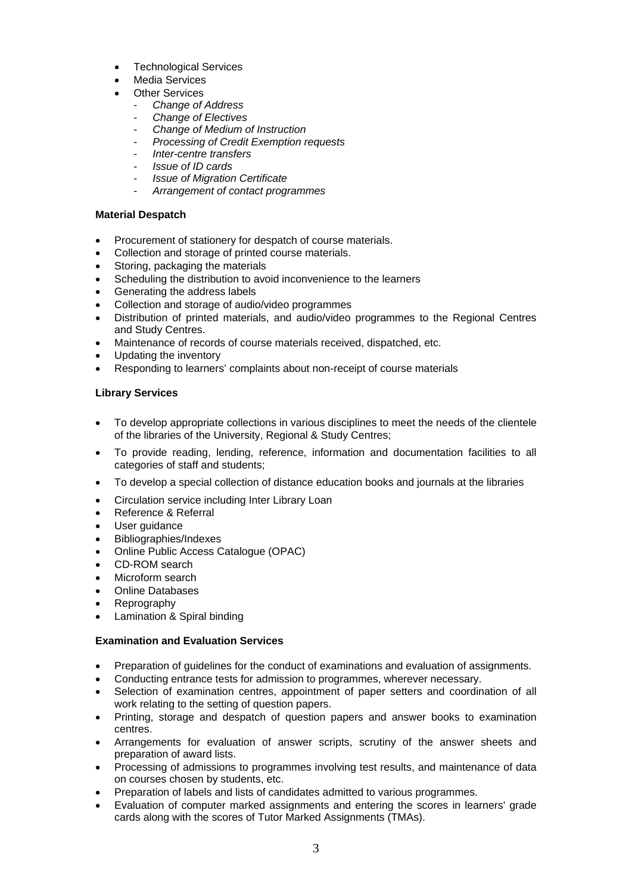- Technological Services
- Media Services
- Other Services
    - *Change of Address*
    - *Change of Electives*
    - *Change of Medium of Instruction*
    - *Processing of Credit Exemption requests*
    - *Inter-centre transfers*
    - *Issue of ID cards*
    - *Issue of Migration Certificate*
    - *Arrangement of contact programmes*

**Material Despatch**

- Procurement of stationery for despatch of course materials.
- Collection and storage of printed course materials.
- Storing, packaging the materials
- Scheduling the distribution to avoid inconvenience to the learners
- Generating the address labels
- Collection and storage of audio/video programmes
- Distribution of printed materials, and audio/video programmes to the Regional Centres and Study Centres.
- Maintenance of records of course materials received, dispatched, etc.
- Updating the inventory
- Responding to learners' complaints about non-receipt of course materials

**Library Services**

- To develop appropriate collections in various disciplines to meet the needs of the clientele of the libraries of the University, Regional & Study Centres;
- To provide reading, lending, reference, information and documentation facilities to all categories of staff and students;
- To develop a special collection of distance education books and journals at the libraries
- Circulation service including Inter Library Loan
- Reference & Referral
- User guidance
- Bibliographies/Indexes
- Online Public Access Catalogue (OPAC)
- CD-ROM search
- Microform search
- Online Databases
- Reprography
- Lamination & Spiral binding

**Examination and Evaluation Services**

- Preparation of guidelines for the conduct of examinations and evaluation of assignments.
- Conducting entrance tests for admission to programmes, wherever necessary.
- Selection of examination centres, appointment of paper setters and coordination of all work relating to the setting of question papers.
- Printing, storage and despatch of question papers and answer books to examination centres.
- Arrangements for evaluation of answer scripts, scrutiny of the answer sheets and preparation of award lists.
- Processing of admissions to programmes involving test results, and maintenance of data on courses chosen by students, etc.
- Preparation of labels and lists of candidates admitted to various programmes.
- Evaluation of computer marked assignments and entering the scores in learners' grade cards along with the scores of Tutor Marked Assignments (TMAs).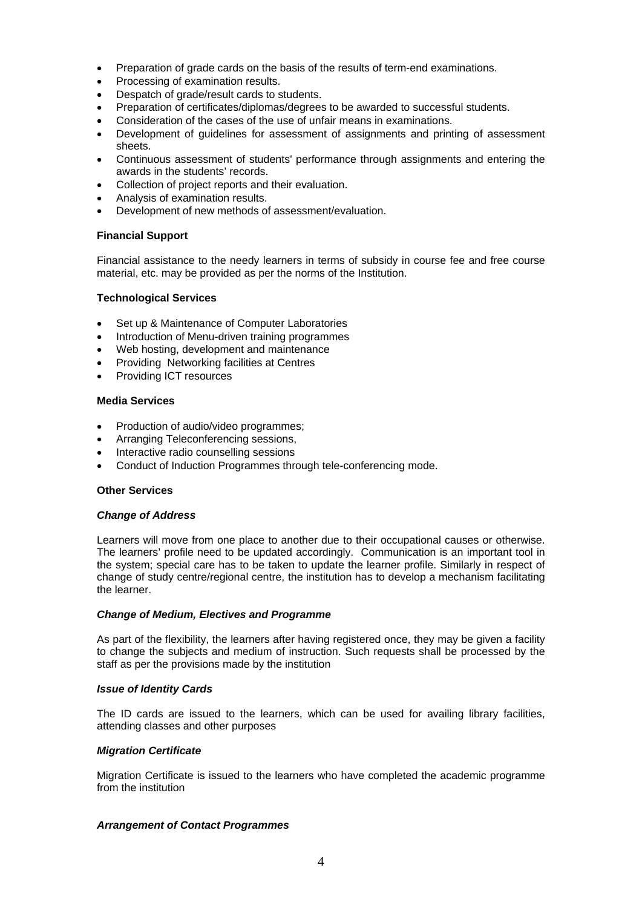- Preparation of grade cards on the basis of the results of term-end examinations.
- Processing of examination results.
- Despatch of grade/result cards to students.
- Preparation of certificates/diplomas/degrees to be awarded to successful students.
- Consideration of the cases of the use of unfair means in examinations.
- Development of guidelines for assessment of assignments and printing of assessment sheets.
- Continuous assessment of students' performance through assignments and entering the awards in the students' records.
- Collection of project reports and their evaluation.
- Analysis of examination results.
- Development of new methods of assessment/evaluation.

**Financial Support**

Financial assistance to the needy learners in terms of subsidy in course fee and free course material, etc. may be provided as per the norms of the Institution.

**Technological Services**

- Set up & Maintenance of Computer Laboratories
- Introduction of Menu-driven training programmes
- Web hosting, development and maintenance
- Providing Networking facilities at Centres
- Providing ICT resources

**Media Services**

- Production of audio/video programmes;
- Arranging Teleconferencing sessions,
- Interactive radio counselling sessions
- Conduct of Induction Programmes through tele-conferencing mode.

**Other Services**

***Change of Address***

Learners will move from one place to another due to their occupational causes or otherwise. The learners' profile need to be updated accordingly. Communication is an important tool in the system; special care has to be taken to update the learner profile. Similarly in respect of change of study centre/regional centre, the institution has to develop a mechanism facilitating the learner.

***Change of Medium, Electives and Programme***

As part of the flexibility, the learners after having registered once, they may be given a facility to change the subjects and medium of instruction. Such requests shall be processed by the staff as per the provisions made by the institution

***Issue of Identity Cards***

The ID cards are issued to the learners, which can be used for availing library facilities, attending classes and other purposes

***Migration Certificate***

Migration Certificate is issued to the learners who have completed the academic programme from the institution

***Arrangement of Contact Programmes***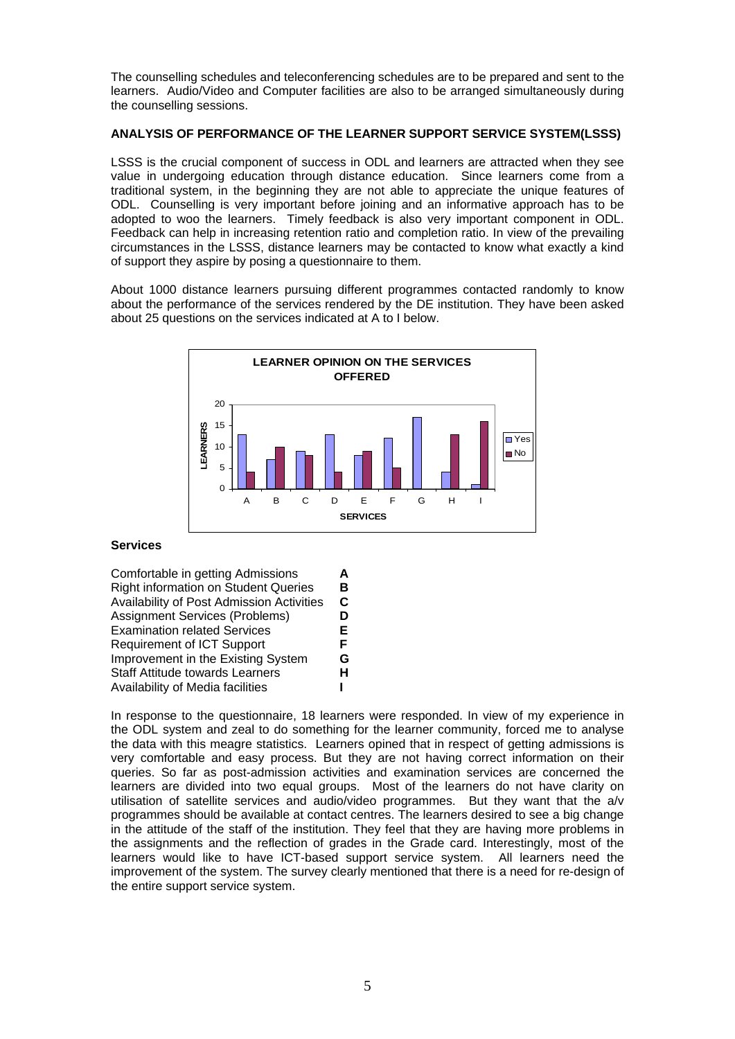The counselling schedules and teleconferencing schedules are to be prepared and sent to the learners. Audio/Video and Computer facilities are also to be arranged simultaneously during the counselling sessions.

**ANALYSIS OF PERFORMANCE OF THE LEARNER SUPPORT SERVICE SYSTEM(LSSS)**

LSSS is the crucial component of success in ODL and learners are attracted when they see value in undergoing education through distance education. Since learners come from a traditional system, in the beginning they are not able to appreciate the unique features of ODL. Counselling is very important before joining and an informative approach has to be adopted to woo the learners. Timely feedback is also very important component in ODL. Feedback can help in increasing retention ratio and completion ratio. In view of the prevailing circumstances in the LSSS, distance learners may be contacted to know what exactly a kind of support they aspire by posing a questionnaire to them.

About 1000 distance learners pursuing different programmes contacted randomly to know about the performance of the services rendered by the DE institution. They have been asked about 25 questions on the services indicated at A to I below.

**LEARNER OPINION ON THE SERVICES OFFERED**

| SERVICES | Yes | No |
|---|---|---|
| A | 13 | 4 |
| B | 7 | 10 |
| C | 9 | 8 |
| D | 13 | 4 |
| E | 8 | 9 |
| F | 12 | 5 |
| G | 17 | 0 |
| H | 4 | 13 |
| I | 1 | 16 |

**Services**

| | |
|---|---|
| Comfortable in getting Admissions | **A** |
| Right information on Student Queries | **B** |
| Availability of Post Admission Activities | **C** |
| Assignment Services (Problems) | **D** |
| Examination related Services | **E** |
| Requirement of ICT Support | **F** |
| Improvement in the Existing System | **G** |
| Staff Attitude towards Learners | **H** |
| Availability of Media facilities | **I** |

In response to the questionnaire, 18 learners were responded. In view of my experience in the ODL system and zeal to do something for the learner community, forced me to analyse the data with this meagre statistics. Learners opined that in respect of getting admissions is very comfortable and easy process. But they are not having correct information on their queries. So far as post-admission activities and examination services are concerned the learners are divided into two equal groups. Most of the learners do not have clarity on utilisation of satellite services and audio/video programmes. But they want that the a/v programmes should be available at contact centres. The learners desired to see a big change in the attitude of the staff of the institution. They feel that they are having more problems in the assignments and the reflection of grades in the Grade card. Interestingly, most of the learners would like to have ICT-based support service system. All learners need the improvement of the system. The survey clearly mentioned that there is a need for re-design of the entire support service system.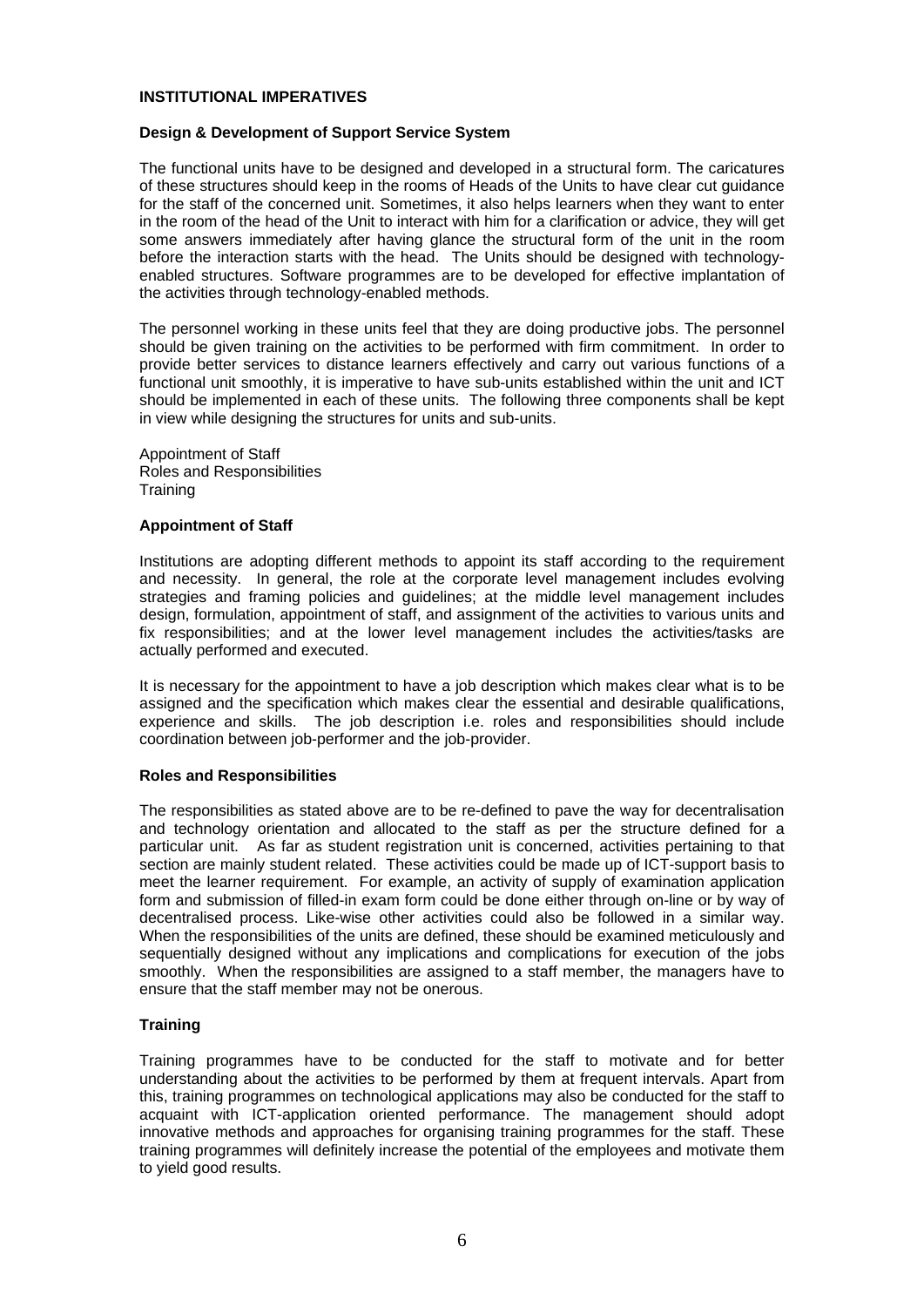## INSTITUTIONAL IMPERATIVES

### Design & Development of Support Service System

The functional units have to be designed and developed in a structural form. The caricatures of these structures should keep in the rooms of Heads of the Units to have clear cut guidance for the staff of the concerned unit. Sometimes, it also helps learners when they want to enter in the room of the head of the Unit to interact with him for a clarification or advice, they will get some answers immediately after having glance the structural form of the unit in the room before the interaction starts with the head. The Units should be designed with technology-enabled structures. Software programmes are to be developed for effective implantation of the activities through technology-enabled methods.

The personnel working in these units feel that they are doing productive jobs. The personnel should be given training on the activities to be performed with firm commitment. In order to provide better services to distance learners effectively and carry out various functions of a functional unit smoothly, it is imperative to have sub-units established within the unit and ICT should be implemented in each of these units. The following three components shall be kept in view while designing the structures for units and sub-units.

Appointment of Staff
Roles and Responsibilities
Training

### Appointment of Staff

Institutions are adopting different methods to appoint its staff according to the requirement and necessity. In general, the role at the corporate level management includes evolving strategies and framing policies and guidelines; at the middle level management includes design, formulation, appointment of staff, and assignment of the activities to various units and fix responsibilities; and at the lower level management includes the activities/tasks are actually performed and executed.

It is necessary for the appointment to have a job description which makes clear what is to be assigned and the specification which makes clear the essential and desirable qualifications, experience and skills. The job description i.e. roles and responsibilities should include coordination between job-performer and the job-provider.

### Roles and Responsibilities

The responsibilities as stated above are to be re-defined to pave the way for decentralisation and technology orientation and allocated to the staff as per the structure defined for a particular unit. As far as student registration unit is concerned, activities pertaining to that section are mainly student related. These activities could be made up of ICT-support basis to meet the learner requirement. For example, an activity of supply of examination application form and submission of filled-in exam form could be done either through on-line or by way of decentralised process. Like-wise other activities could also be followed in a similar way. When the responsibilities of the units are defined, these should be examined meticulously and sequentially designed without any implications and complications for execution of the jobs smoothly. When the responsibilities are assigned to a staff member, the managers have to ensure that the staff member may not be onerous.

### Training

Training programmes have to be conducted for the staff to motivate and for better understanding about the activities to be performed by them at frequent intervals. Apart from this, training programmes on technological applications may also be conducted for the staff to acquaint with ICT-application oriented performance. The management should adopt innovative methods and approaches for organising training programmes for the staff. These training programmes will definitely increase the potential of the employees and motivate them to yield good results.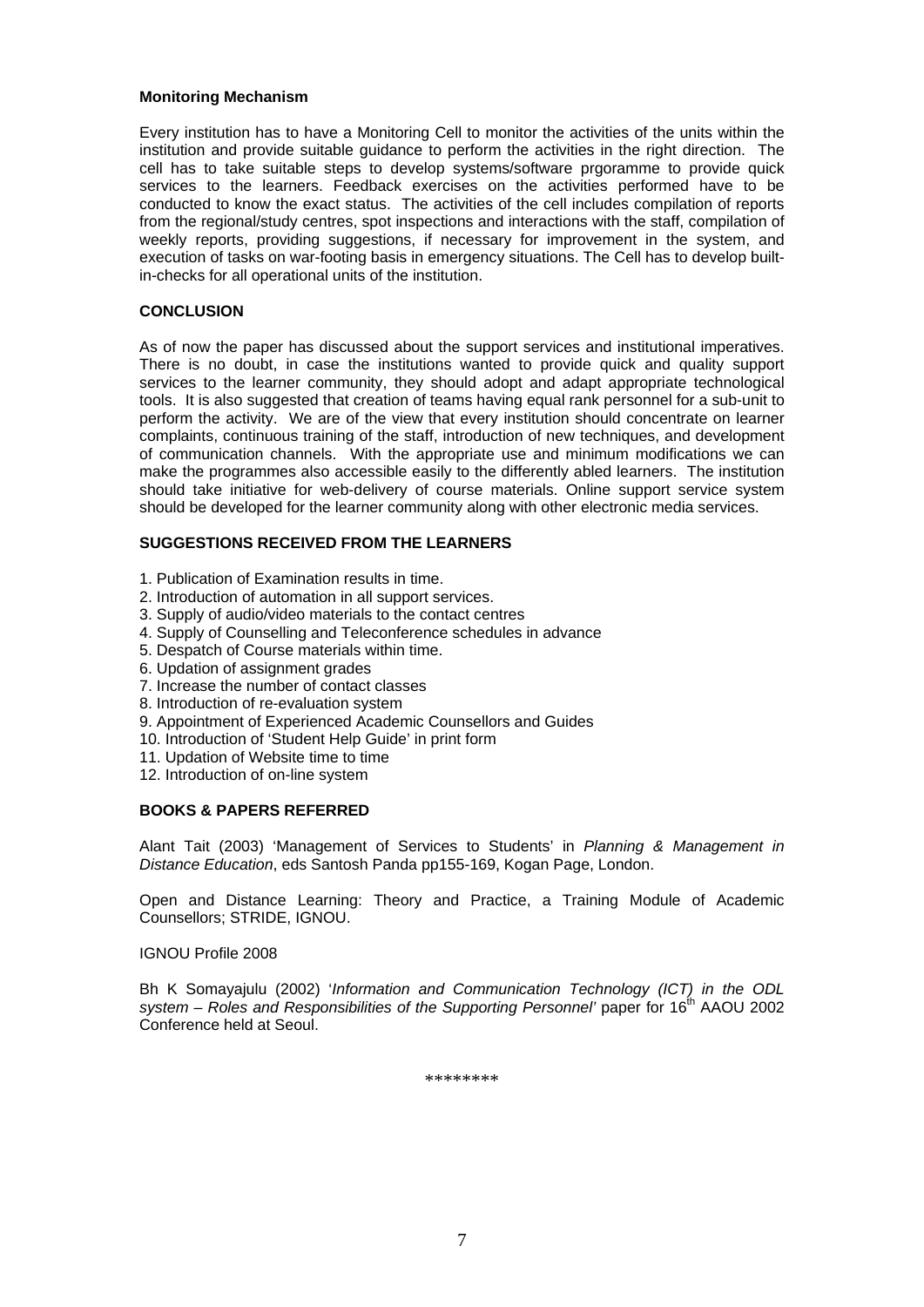**Monitoring Mechanism**

Every institution has to have a Monitoring Cell to monitor the activities of the units within the institution and provide suitable guidance to perform the activities in the right direction. The cell has to take suitable steps to develop systems/software prgoramme to provide quick services to the learners. Feedback exercises on the activities performed have to be conducted to know the exact status. The activities of the cell includes compilation of reports from the regional/study centres, spot inspections and interactions with the staff, compilation of weekly reports, providing suggestions, if necessary for improvement in the system, and execution of tasks on war-footing basis in emergency situations. The Cell has to develop built-in-checks for all operational units of the institution.

## CONCLUSION

As of now the paper has discussed about the support services and institutional imperatives. There is no doubt, in case the institutions wanted to provide quick and quality support services to the learner community, they should adopt and adapt appropriate technological tools. It is also suggested that creation of teams having equal rank personnel for a sub-unit to perform the activity. We are of the view that every institution should concentrate on learner complaints, continuous training of the staff, introduction of new techniques, and development of communication channels. With the appropriate use and minimum modifications we can make the programmes also accessible easily to the differently abled learners. The institution should take initiative for web-delivery of course materials. Online support service system should be developed for the learner community along with other electronic media services.

## SUGGESTIONS RECEIVED FROM THE LEARNERS

1. Publication of Examination results in time.
2. Introduction of automation in all support services.
3. Supply of audio/video materials to the contact centres
4. Supply of Counselling and Teleconference schedules in advance
5. Despatch of Course materials within time.
6. Updation of assignment grades
7. Increase the number of contact classes
8. Introduction of re-evaluation system
9. Appointment of Experienced Academic Counsellors and Guides
10. Introduction of 'Student Help Guide' in print form
11. Updation of Website time to time
12. Introduction of on-line system

## BOOKS & PAPERS REFERRED

Alant Tait (2003) 'Management of Services to Students' in *Planning & Management in Distance Education*, eds Santosh Panda pp155-169, Kogan Page, London.

Open and Distance Learning: Theory and Practice, a Training Module of Academic Counsellors; STRIDE, IGNOU.

IGNOU Profile 2008

Bh K Somayajulu (2002) '*Information and Communication Technology (ICT) in the ODL system – Roles and Responsibilities of the Supporting Personnel'* paper for 16th AAOU 2002 Conference held at Seoul.

\*\*\*\*\*\*\*\*